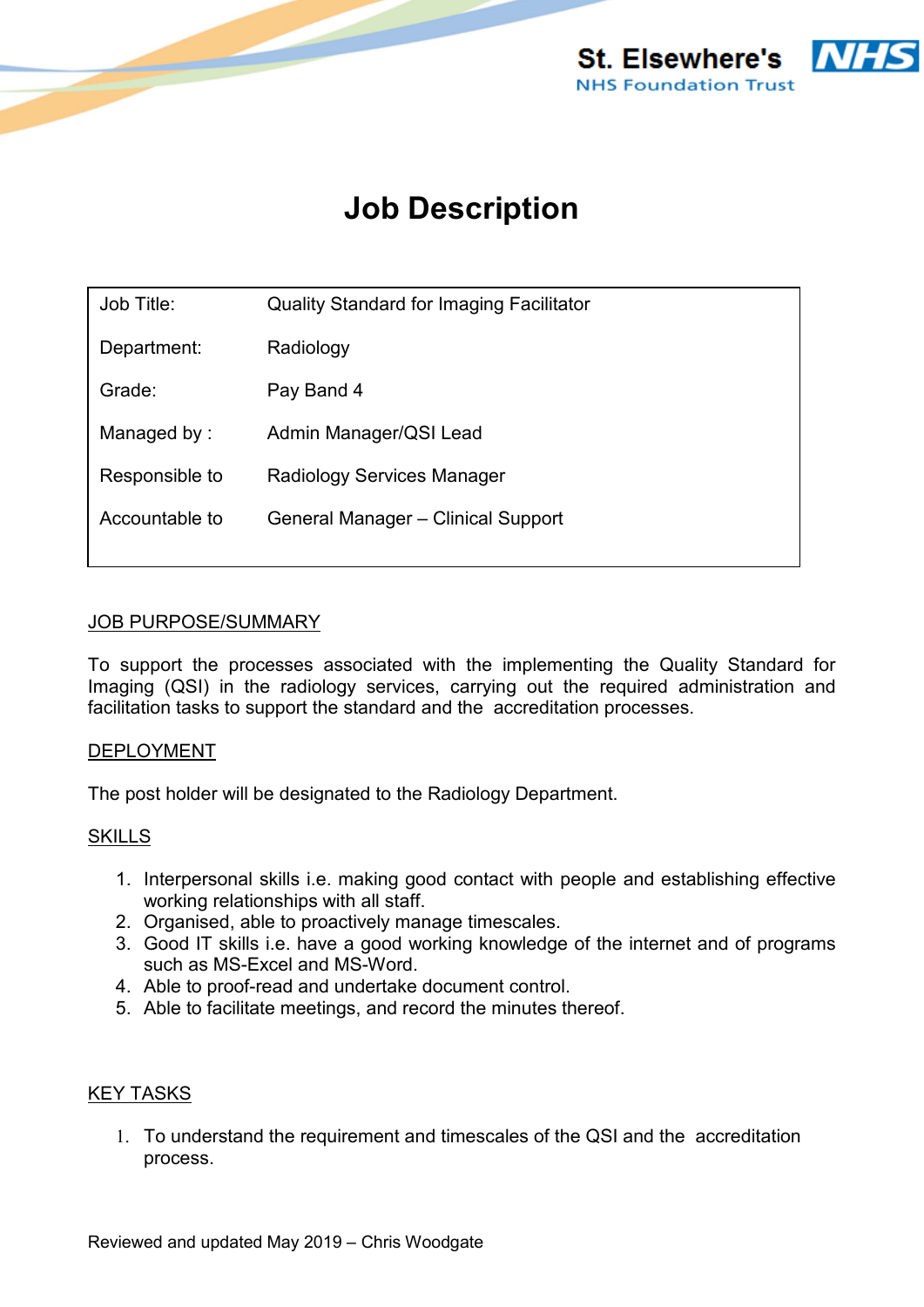St. Elsewhere's NHS Foundation Trust

# Job Description

| | |
|---|---|
| Job Title: | Quality Standard for Imaging Facilitator |
| Department: | Radiology |
| Grade: | Pay Band 4 |
| Managed by : | Admin Manager/QSI Lead |
| Responsible to | Radiology Services Manager |
| Accountable to | General Manager – Clinical Support |

## JOB PURPOSE/SUMMARY

To support the processes associated with the implementing the Quality Standard for Imaging (QSI) in the radiology services, carrying out the required administration and facilitation tasks to support the standard and the accreditation processes.

## DEPLOYMENT

The post holder will be designated to the Radiology Department.

## SKILLS

1. Interpersonal skills i.e. making good contact with people and establishing effective working relationships with all staff.
2. Organised, able to proactively manage timescales.
3. Good IT skills i.e. have a good working knowledge of the internet and of programs such as MS-Excel and MS-Word.
4. Able to proof-read and undertake document control.
5. Able to facilitate meetings, and record the minutes thereof.

## KEY TASKS

1. To understand the requirement and timescales of the QSI and the accreditation process.

Reviewed and updated May 2019 – Chris Woodgate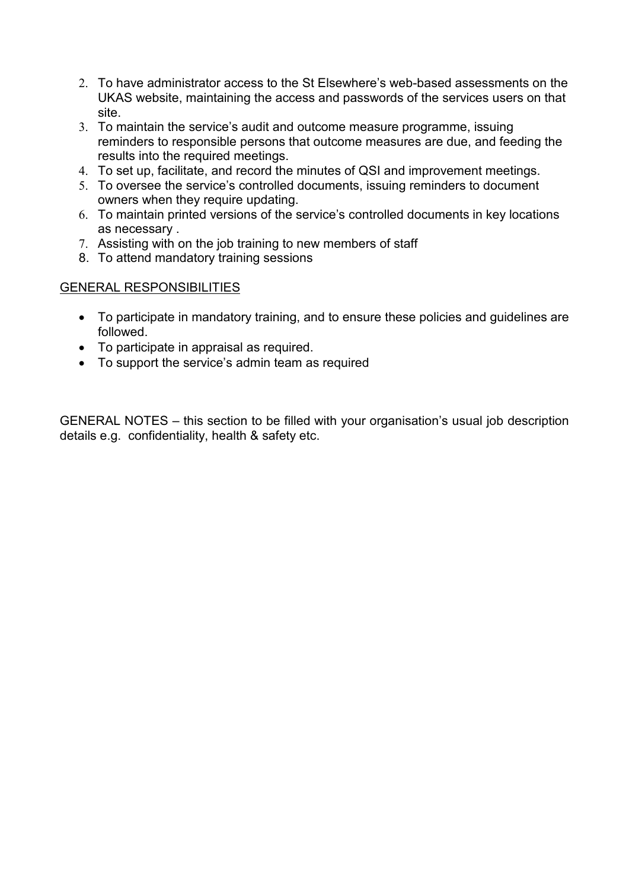2. To have administrator access to the St Elsewhere's web-based assessments on the UKAS website, maintaining the access and passwords of the services users on that site.
3. To maintain the service's audit and outcome measure programme, issuing reminders to responsible persons that outcome measures are due, and feeding the results into the required meetings.
4. To set up, facilitate, and record the minutes of QSI and improvement meetings.
5. To oversee the service's controlled documents, issuing reminders to document owners when they require updating.
6. To maintain printed versions of the service's controlled documents in key locations as necessary .
7. Assisting with on the job training to new members of staff
8. To attend mandatory training sessions

GENERAL RESPONSIBILITIES

- To participate in mandatory training, and to ensure these policies and guidelines are followed.
- To participate in appraisal as required.
- To support the service's admin team as required

GENERAL NOTES – this section to be filled with your organisation's usual job description details e.g. confidentiality, health & safety etc.